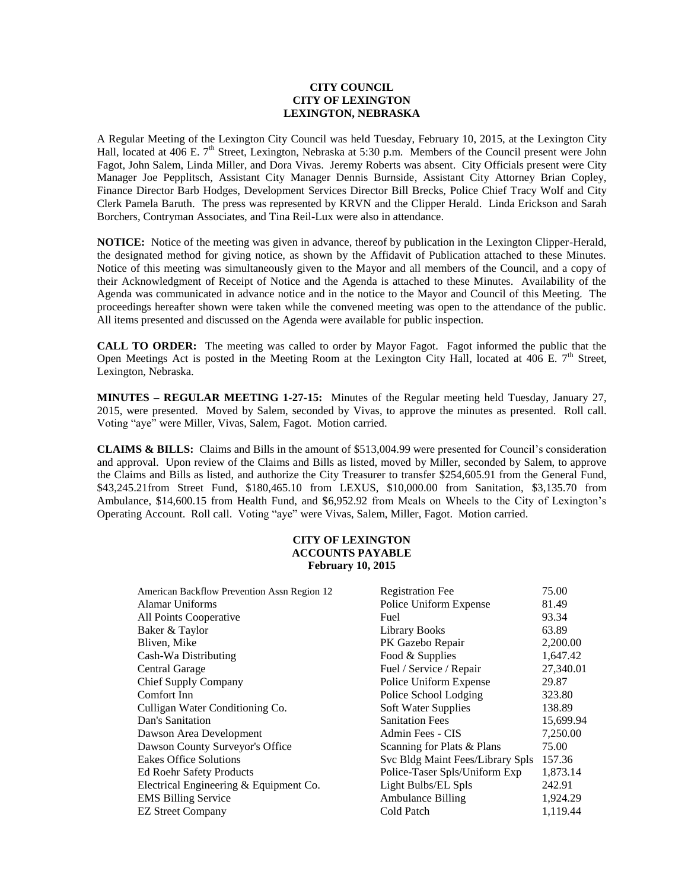**CITY COUNCIL**
**CITY OF LEXINGTON**
**LEXINGTON, NEBRASKA**

A Regular Meeting of the Lexington City Council was held Tuesday, February 10, 2015, at the Lexington City Hall, located at 406 E. 7th Street, Lexington, Nebraska at 5:30 p.m. Members of the Council present were John Fagot, John Salem, Linda Miller, and Dora Vivas. Jeremy Roberts was absent. City Officials present were City Manager Joe Pepplitsch, Assistant City Manager Dennis Burnside, Assistant City Attorney Brian Copley, Finance Director Barb Hodges, Development Services Director Bill Brecks, Police Chief Tracy Wolf and City Clerk Pamela Baruth. The press was represented by KRVN and the Clipper Herald. Linda Erickson and Sarah Borchers, Contryman Associates, and Tina Reil-Lux were also in attendance.

**NOTICE:** Notice of the meeting was given in advance, thereof by publication in the Lexington Clipper-Herald, the designated method for giving notice, as shown by the Affidavit of Publication attached to these Minutes. Notice of this meeting was simultaneously given to the Mayor and all members of the Council, and a copy of their Acknowledgment of Receipt of Notice and the Agenda is attached to these Minutes. Availability of the Agenda was communicated in advance notice and in the notice to the Mayor and Council of this Meeting. The proceedings hereafter shown were taken while the convened meeting was open to the attendance of the public. All items presented and discussed on the Agenda were available for public inspection.

**CALL TO ORDER:** The meeting was called to order by Mayor Fagot. Fagot informed the public that the Open Meetings Act is posted in the Meeting Room at the Lexington City Hall, located at 406 E. 7th Street, Lexington, Nebraska.

**MINUTES – REGULAR MEETING 1-27-15:** Minutes of the Regular meeting held Tuesday, January 27, 2015, were presented. Moved by Salem, seconded by Vivas, to approve the minutes as presented. Roll call. Voting "aye" were Miller, Vivas, Salem, Fagot. Motion carried.

**CLAIMS & BILLS:** Claims and Bills in the amount of $513,004.99 were presented for Council's consideration and approval. Upon review of the Claims and Bills as listed, moved by Miller, seconded by Salem, to approve the Claims and Bills as listed, and authorize the City Treasurer to transfer $254,605.91 from the General Fund, $43,245.21from Street Fund, $180,465.10 from LEXUS, $10,000.00 from Sanitation, $3,135.70 from Ambulance, $14,600.15 from Health Fund, and $6,952.92 from Meals on Wheels to the City of Lexington's Operating Account. Roll call. Voting "aye" were Vivas, Salem, Miller, Fagot. Motion carried.

**CITY OF LEXINGTON**
**ACCOUNTS PAYABLE**
**February 10, 2015**

| | | |
|---|---|---|
| American Backflow Prevention Assn Region 12 | Registration Fee | 75.00 |
| Alamar Uniforms | Police Uniform Expense | 81.49 |
| All Points Cooperative | Fuel | 93.34 |
| Baker & Taylor | Library Books | 63.89 |
| Bliven, Mike | PK Gazebo Repair | 2,200.00 |
| Cash-Wa Distributing | Food & Supplies | 1,647.42 |
| Central Garage | Fuel / Service / Repair | 27,340.01 |
| Chief Supply Company | Police Uniform Expense | 29.87 |
| Comfort Inn | Police School Lodging | 323.80 |
| Culligan Water Conditioning Co. | Soft Water Supplies | 138.89 |
| Dan's Sanitation | Sanitation Fees | 15,699.94 |
| Dawson Area Development | Admin Fees - CIS | 7,250.00 |
| Dawson County Surveyor's Office | Scanning for Plats & Plans | 75.00 |
| Eakes Office Solutions | Svc Bldg Maint Fees/Library Spls | 157.36 |
| Ed Roehr Safety Products | Police-Taser Spls/Uniform Exp | 1,873.14 |
| Electrical Engineering & Equipment Co. | Light Bulbs/EL Spls | 242.91 |
| EMS Billing Service | Ambulance Billing | 1,924.29 |
| EZ Street Company | Cold Patch | 1,119.44 |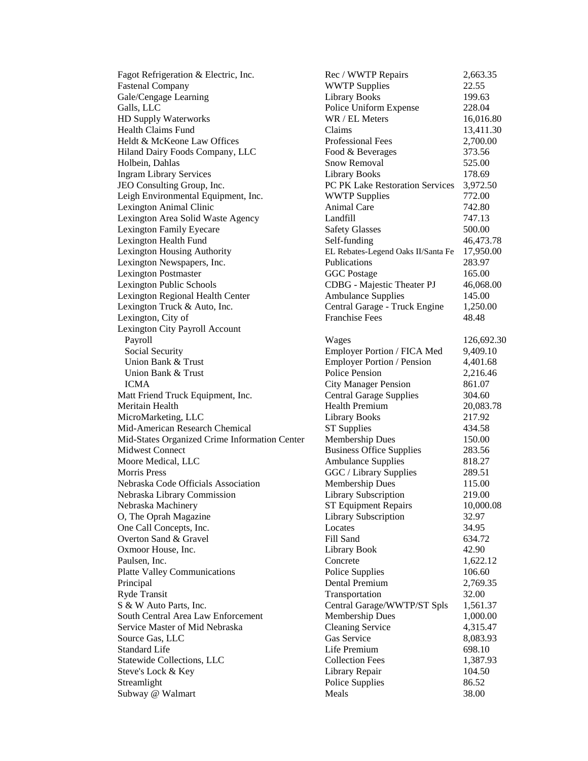| | | |
|---|---|---|
| Fagot Refrigeration & Electric, Inc. | Rec / WWTP Repairs | 2,663.35 |
| Fastenal Company | WWTP Supplies | 22.55 |
| Gale/Cengage Learning | Library Books | 199.63 |
| Galls, LLC | Police Uniform Expense | 228.04 |
| HD Supply Waterworks | WR / EL Meters | 16,016.80 |
| Health Claims Fund | Claims | 13,411.30 |
| Heldt & McKeone Law Offices | Professional Fees | 2,700.00 |
| Hiland Dairy Foods Company, LLC | Food & Beverages | 373.56 |
| Holbein, Dahlas | Snow Removal | 525.00 |
| Ingram Library Services | Library Books | 178.69 |
| JEO Consulting Group, Inc. | PC PK Lake Restoration Services | 3,972.50 |
| Leigh Environmental Equipment, Inc. | WWTP Supplies | 772.00 |
| Lexington Animal Clinic | Animal Care | 742.80 |
| Lexington Area Solid Waste Agency | Landfill | 747.13 |
| Lexington Family Eyecare | Safety Glasses | 500.00 |
| Lexington Health Fund | Self-funding | 46,473.78 |
| Lexington Housing Authority | EL Rebates-Legend Oaks II/Santa Fe | 17,950.00 |
| Lexington Newspapers, Inc. | Publications | 283.97 |
| Lexington Postmaster | GGC Postage | 165.00 |
| Lexington Public Schools | CDBG - Majestic Theater PJ | 46,068.00 |
| Lexington Regional Health Center | Ambulance Supplies | 145.00 |
| Lexington Truck & Auto, Inc. | Central Garage - Truck Engine | 1,250.00 |
| Lexington, City of | Franchise Fees | 48.48 |
| Lexington City Payroll Account | | |
| Payroll | Wages | 126,692.30 |
| Social Security | Employer Portion / FICA Med | 9,409.10 |
| Union Bank & Trust | Employer Portion / Pension | 4,401.68 |
| Union Bank & Trust | Police Pension | 2,216.46 |
| ICMA | City Manager Pension | 861.07 |
| Matt Friend Truck Equipment, Inc. | Central Garage Supplies | 304.60 |
| Meritain Health | Health Premium | 20,083.78 |
| MicroMarketing, LLC | Library Books | 217.92 |
| Mid-American Research Chemical | ST Supplies | 434.58 |
| Mid-States Organized Crime Information Center | Membership Dues | 150.00 |
| Midwest Connect | Business Office Supplies | 283.56 |
| Moore Medical, LLC | Ambulance Supplies | 818.27 |
| Morris Press | GGC / Library Supplies | 289.51 |
| Nebraska Code Officials Association | Membership Dues | 115.00 |
| Nebraska Library Commission | Library Subscription | 219.00 |
| Nebraska Machinery | ST Equipment Repairs | 10,000.08 |
| O, The Oprah Magazine | Library Subscription | 32.97 |
| One Call Concepts, Inc. | Locates | 34.95 |
| Overton Sand & Gravel | Fill Sand | 634.72 |
| Oxmoor House, Inc. | Library Book | 42.90 |
| Paulsen, Inc. | Concrete | 1,622.12 |
| Platte Valley Communications | Police Supplies | 106.60 |
| Principal | Dental Premium | 2,769.35 |
| Ryde Transit | Transportation | 32.00 |
| S & W Auto Parts, Inc. | Central Garage/WWTP/ST Spls | 1,561.37 |
| South Central Area Law Enforcement | Membership Dues | 1,000.00 |
| Service Master of Mid Nebraska | Cleaning Service | 4,315.47 |
| Source Gas, LLC | Gas Service | 8,083.93 |
| Standard Life | Life Premium | 698.10 |
| Statewide Collections, LLC | Collection Fees | 1,387.93 |
| Steve's Lock & Key | Library Repair | 104.50 |
| Streamlight | Police Supplies | 86.52 |
| Subway @ Walmart | Meals | 38.00 |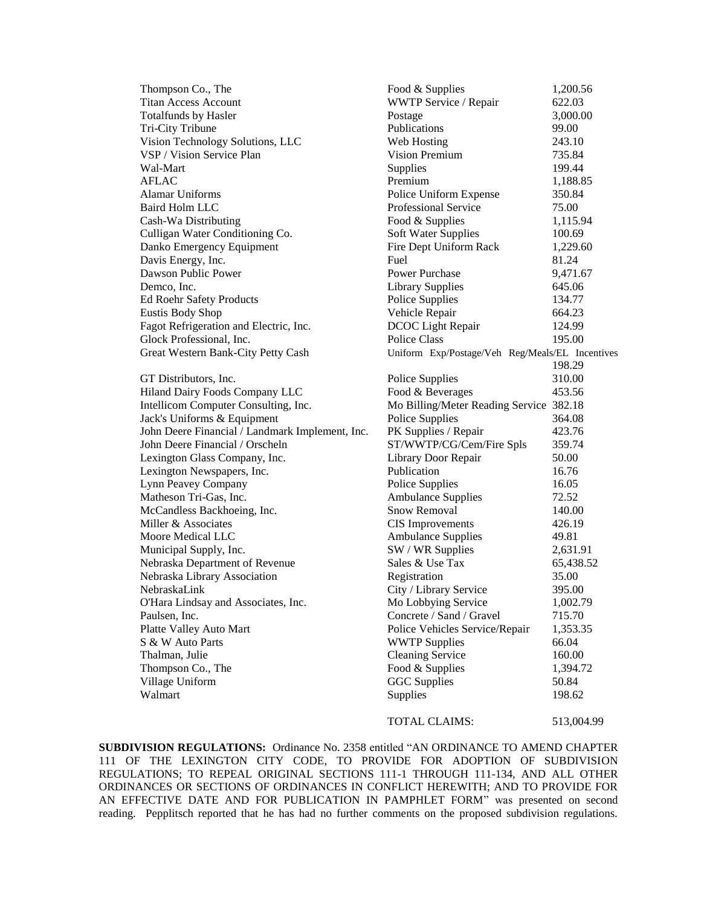| | | |
|---|---|---|
| Thompson Co., The | Food & Supplies | 1,200.56 |
| Titan Access Account | WWTP Service / Repair | 622.03 |
| Totalfunds by Hasler | Postage | 3,000.00 |
| Tri-City Tribune | Publications | 99.00 |
| Vision Technology Solutions, LLC | Web Hosting | 243.10 |
| VSP / Vision Service Plan | Vision Premium | 735.84 |
| Wal-Mart | Supplies | 199.44 |
| AFLAC | Premium | 1,188.85 |
| Alamar Uniforms | Police Uniform Expense | 350.84 |
| Baird Holm LLC | Professional Service | 75.00 |
| Cash-Wa Distributing | Food & Supplies | 1,115.94 |
| Culligan Water Conditioning Co. | Soft Water Supplies | 100.69 |
| Danko Emergency Equipment | Fire Dept Uniform Rack | 1,229.60 |
| Davis Energy, Inc. | Fuel | 81.24 |
| Dawson Public Power | Power Purchase | 9,471.67 |
| Demco, Inc. | Library Supplies | 645.06 |
| Ed Roehr Safety Products | Police Supplies | 134.77 |
| Eustis Body Shop | Vehicle Repair | 664.23 |
| Fagot Refrigeration and Electric, Inc. | DCOC Light Repair | 124.99 |
| Glock Professional, Inc. | Police Class | 195.00 |
| Great Western Bank-City Petty Cash | Uniform Exp/Postage/Veh Reg/Meals/EL Incentives | 198.29 |
| GT Distributors, Inc. | Police Supplies | 310.00 |
| Hiland Dairy Foods Company LLC | Food & Beverages | 453.56 |
| Intellicom Computer Consulting, Inc. | Mo Billing/Meter Reading Service | 382.18 |
| Jack's Uniforms & Equipment | Police Supplies | 364.08 |
| John Deere Financial / Landmark Implement, Inc. | PK Supplies / Repair | 423.76 |
| John Deere Financial / Orscheln | ST/WWTP/CG/Cem/Fire Spls | 359.74 |
| Lexington Glass Company, Inc. | Library Door Repair | 50.00 |
| Lexington Newspapers, Inc. | Publication | 16.76 |
| Lynn Peavey Company | Police Supplies | 16.05 |
| Matheson Tri-Gas, Inc. | Ambulance Supplies | 72.52 |
| McCandless Backhoeing, Inc. | Snow Removal | 140.00 |
| Miller & Associates | CIS Improvements | 426.19 |
| Moore Medical LLC | Ambulance Supplies | 49.81 |
| Municipal Supply, Inc. | SW / WR Supplies | 2,631.91 |
| Nebraska Department of Revenue | Sales & Use Tax | 65,438.52 |
| Nebraska Library Association | Registration | 35.00 |
| NebraskaLink | City / Library Service | 395.00 |
| O'Hara Lindsay and Associates, Inc. | Mo Lobbying Service | 1,002.79 |
| Paulsen, Inc. | Concrete / Sand / Gravel | 715.70 |
| Platte Valley Auto Mart | Police Vehicles Service/Repair | 1,353.35 |
| S & W Auto Parts | WWTP Supplies | 66.04 |
| Thalman, Julie | Cleaning Service | 160.00 |
| Thompson Co., The | Food & Supplies | 1,394.72 |
| Village Uniform | GGC Supplies | 50.84 |
| Walmart | Supplies | 198.62 |
| | TOTAL CLAIMS: | 513,004.99 |

**SUBDIVISION REGULATIONS:** Ordinance No. 2358 entitled "AN ORDINANCE TO AMEND CHAPTER 111 OF THE LEXINGTON CITY CODE, TO PROVIDE FOR ADOPTION OF SUBDIVISION REGULATIONS; TO REPEAL ORIGINAL SECTIONS 111-1 THROUGH 111-134, AND ALL OTHER ORDINANCES OR SECTIONS OF ORDINANCES IN CONFLICT HEREWITH; AND TO PROVIDE FOR AN EFFECTIVE DATE AND FOR PUBLICATION IN PAMPHLET FORM" was presented on second reading. Pepplitsch reported that he has had no further comments on the proposed subdivision regulations.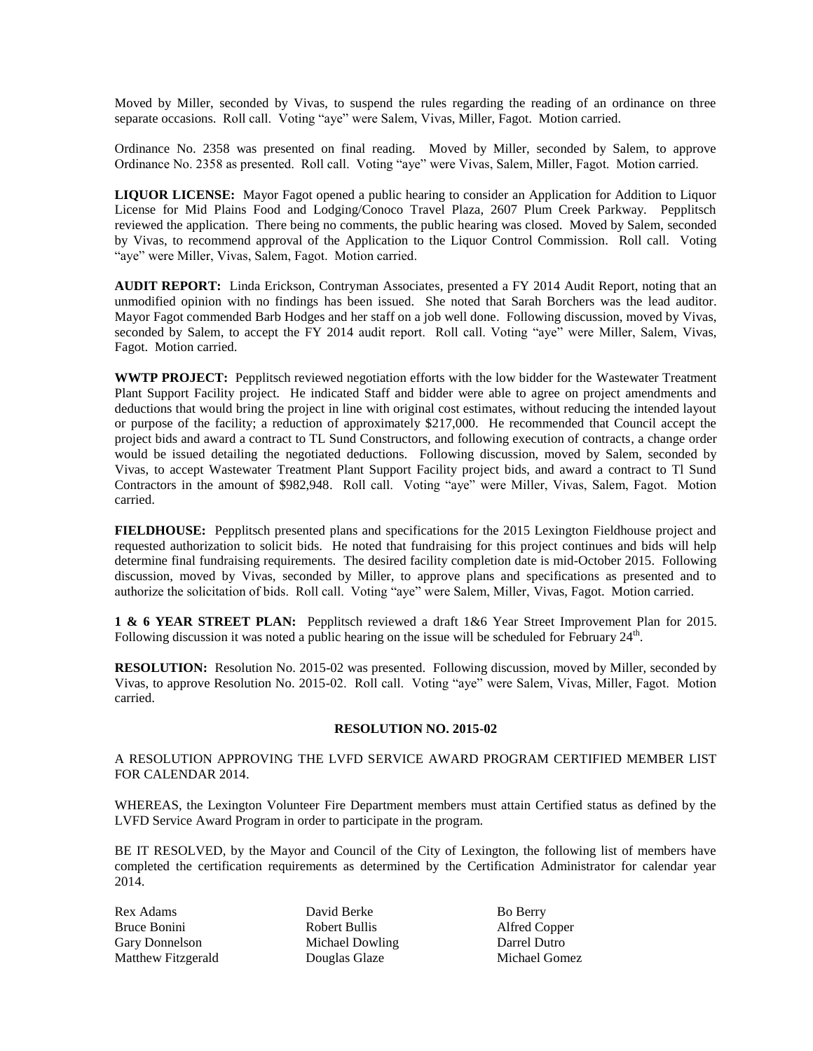Moved by Miller, seconded by Vivas, to suspend the rules regarding the reading of an ordinance on three separate occasions. Roll call. Voting "aye" were Salem, Vivas, Miller, Fagot. Motion carried.

Ordinance No. 2358 was presented on final reading. Moved by Miller, seconded by Salem, to approve Ordinance No. 2358 as presented. Roll call. Voting "aye" were Vivas, Salem, Miller, Fagot. Motion carried.

**LIQUOR LICENSE:** Mayor Fagot opened a public hearing to consider an Application for Addition to Liquor License for Mid Plains Food and Lodging/Conoco Travel Plaza, 2607 Plum Creek Parkway. Pepplitsch reviewed the application. There being no comments, the public hearing was closed. Moved by Salem, seconded by Vivas, to recommend approval of the Application to the Liquor Control Commission. Roll call. Voting "aye" were Miller, Vivas, Salem, Fagot. Motion carried.

**AUDIT REPORT:** Linda Erickson, Contryman Associates, presented a FY 2014 Audit Report, noting that an unmodified opinion with no findings has been issued. She noted that Sarah Borchers was the lead auditor. Mayor Fagot commended Barb Hodges and her staff on a job well done. Following discussion, moved by Vivas, seconded by Salem, to accept the FY 2014 audit report. Roll call. Voting "aye" were Miller, Salem, Vivas, Fagot. Motion carried.

**WWTP PROJECT:** Pepplitsch reviewed negotiation efforts with the low bidder for the Wastewater Treatment Plant Support Facility project. He indicated Staff and bidder were able to agree on project amendments and deductions that would bring the project in line with original cost estimates, without reducing the intended layout or purpose of the facility; a reduction of approximately $217,000. He recommended that Council accept the project bids and award a contract to TL Sund Constructors, and following execution of contracts, a change order would be issued detailing the negotiated deductions. Following discussion, moved by Salem, seconded by Vivas, to accept Wastewater Treatment Plant Support Facility project bids, and award a contract to Tl Sund Contractors in the amount of $982,948. Roll call. Voting "aye" were Miller, Vivas, Salem, Fagot. Motion carried.

**FIELDHOUSE:** Pepplitsch presented plans and specifications for the 2015 Lexington Fieldhouse project and requested authorization to solicit bids. He noted that fundraising for this project continues and bids will help determine final fundraising requirements. The desired facility completion date is mid-October 2015. Following discussion, moved by Vivas, seconded by Miller, to approve plans and specifications as presented and to authorize the solicitation of bids. Roll call. Voting "aye" were Salem, Miller, Vivas, Fagot. Motion carried.

**1 & 6 YEAR STREET PLAN:** Pepplitsch reviewed a draft 1&6 Year Street Improvement Plan for 2015. Following discussion it was noted a public hearing on the issue will be scheduled for February 24th.

**RESOLUTION:** Resolution No. 2015-02 was presented. Following discussion, moved by Miller, seconded by Vivas, to approve Resolution No. 2015-02. Roll call. Voting "aye" were Salem, Vivas, Miller, Fagot. Motion carried.

**RESOLUTION NO. 2015-02**

A RESOLUTION APPROVING THE LVFD SERVICE AWARD PROGRAM CERTIFIED MEMBER LIST FOR CALENDAR 2014.

WHEREAS, the Lexington Volunteer Fire Department members must attain Certified status as defined by the LVFD Service Award Program in order to participate in the program.

BE IT RESOLVED, by the Mayor and Council of the City of Lexington, the following list of members have completed the certification requirements as determined by the Certification Administrator for calendar year 2014.

| | | |
|---|---|---|
| Rex Adams | David Berke | Bo Berry |
| Bruce Bonini | Robert Bullis | Alfred Copper |
| Gary Donnelson | Michael Dowling | Darrel Dutro |
| Matthew Fitzgerald | Douglas Glaze | Michael Gomez |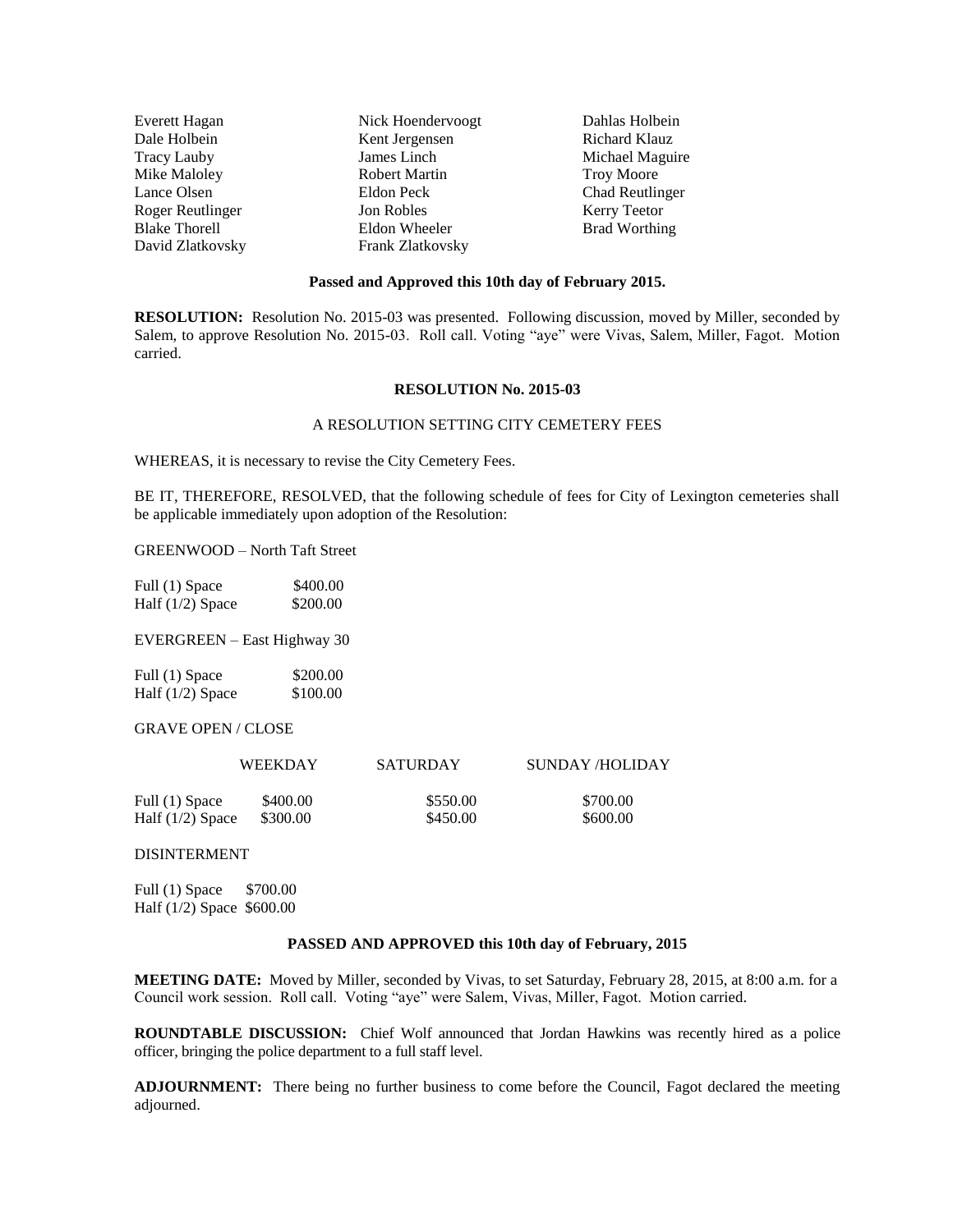| | | |
|---|---|---|
| Everett Hagan | Nick Hoendervoogt | Dahlas Holbein |
| Dale Holbein | Kent Jergensen | Richard Klauz |
| Tracy Lauby | James Linch | Michael Maguire |
| Mike Maloley | Robert Martin | Troy Moore |
| Lance Olsen | Eldon Peck | Chad Reutlinger |
| Roger Reutlinger | Jon Robles | Kerry Teetor |
| Blake Thorell | Eldon Wheeler | Brad Worthing |
| David Zlatkovsky | Frank Zlatkovsky | |

**Passed and Approved this 10th day of February 2015.**

**RESOLUTION:** Resolution No. 2015-03 was presented. Following discussion, moved by Miller, seconded by Salem, to approve Resolution No. 2015-03. Roll call. Voting "aye" were Vivas, Salem, Miller, Fagot. Motion carried.

**RESOLUTION No. 2015-03**

A RESOLUTION SETTING CITY CEMETERY FEES

WHEREAS, it is necessary to revise the City Cemetery Fees.

BE IT, THEREFORE, RESOLVED, that the following schedule of fees for City of Lexington cemeteries shall be applicable immediately upon adoption of the Resolution:

GREENWOOD – North Taft Street

| | |
|---|---|
| Full (1) Space | \$400.00 |
| Half (1/2) Space | \$200.00 |

EVERGREEN – East Highway 30

| | |
|---|---|
| Full (1) Space | \$200.00 |
| Half (1/2) Space | \$100.00 |

GRAVE OPEN / CLOSE

| | WEEKDAY | SATURDAY | SUNDAY /HOLIDAY |
|---|---|---|---|
| Full (1) Space | \$400.00 | \$550.00 | \$700.00 |
| Half (1/2) Space | \$300.00 | \$450.00 | \$600.00 |

DISINTERMENT

| | |
|---|---|
| Full (1) Space | \$700.00 |
| Half (1/2) Space | \$600.00 |

**PASSED AND APPROVED this 10th day of February, 2015**

**MEETING DATE:** Moved by Miller, seconded by Vivas, to set Saturday, February 28, 2015, at 8:00 a.m. for a Council work session. Roll call. Voting "aye" were Salem, Vivas, Miller, Fagot. Motion carried.

**ROUNDTABLE DISCUSSION:** Chief Wolf announced that Jordan Hawkins was recently hired as a police officer, bringing the police department to a full staff level.

**ADJOURNMENT:** There being no further business to come before the Council, Fagot declared the meeting adjourned.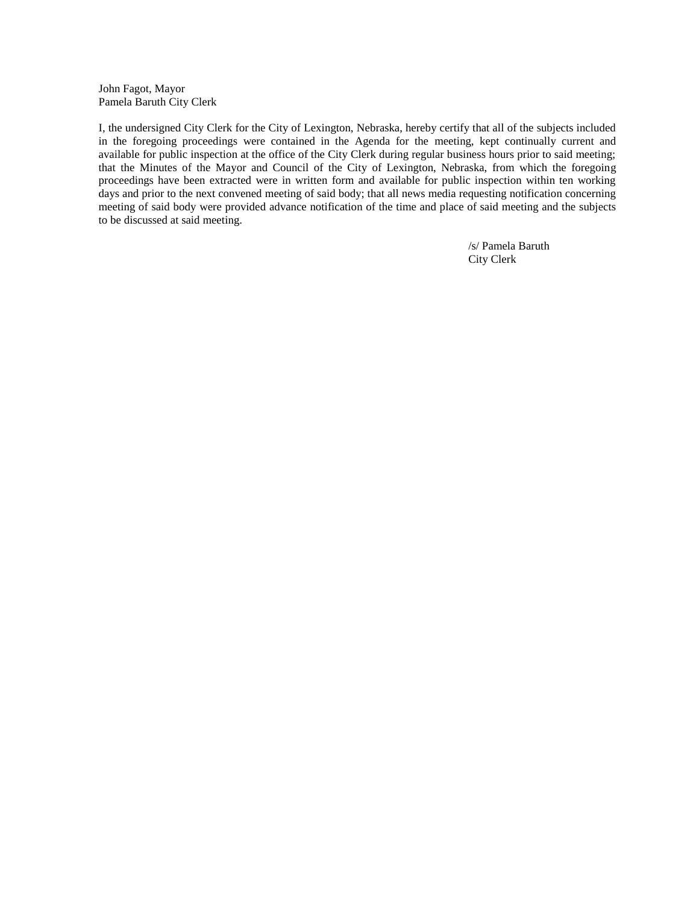John Fagot, Mayor
Pamela Baruth City Clerk

I, the undersigned City Clerk for the City of Lexington, Nebraska, hereby certify that all of the subjects included in the foregoing proceedings were contained in the Agenda for the meeting, kept continually current and available for public inspection at the office of the City Clerk during regular business hours prior to said meeting; that the Minutes of the Mayor and Council of the City of Lexington, Nebraska, from which the foregoing proceedings have been extracted were in written form and available for public inspection within ten working days and prior to the next convened meeting of said body; that all news media requesting notification concerning meeting of said body were provided advance notification of the time and place of said meeting and the subjects to be discussed at said meeting.

/s/ Pamela Baruth
City Clerk